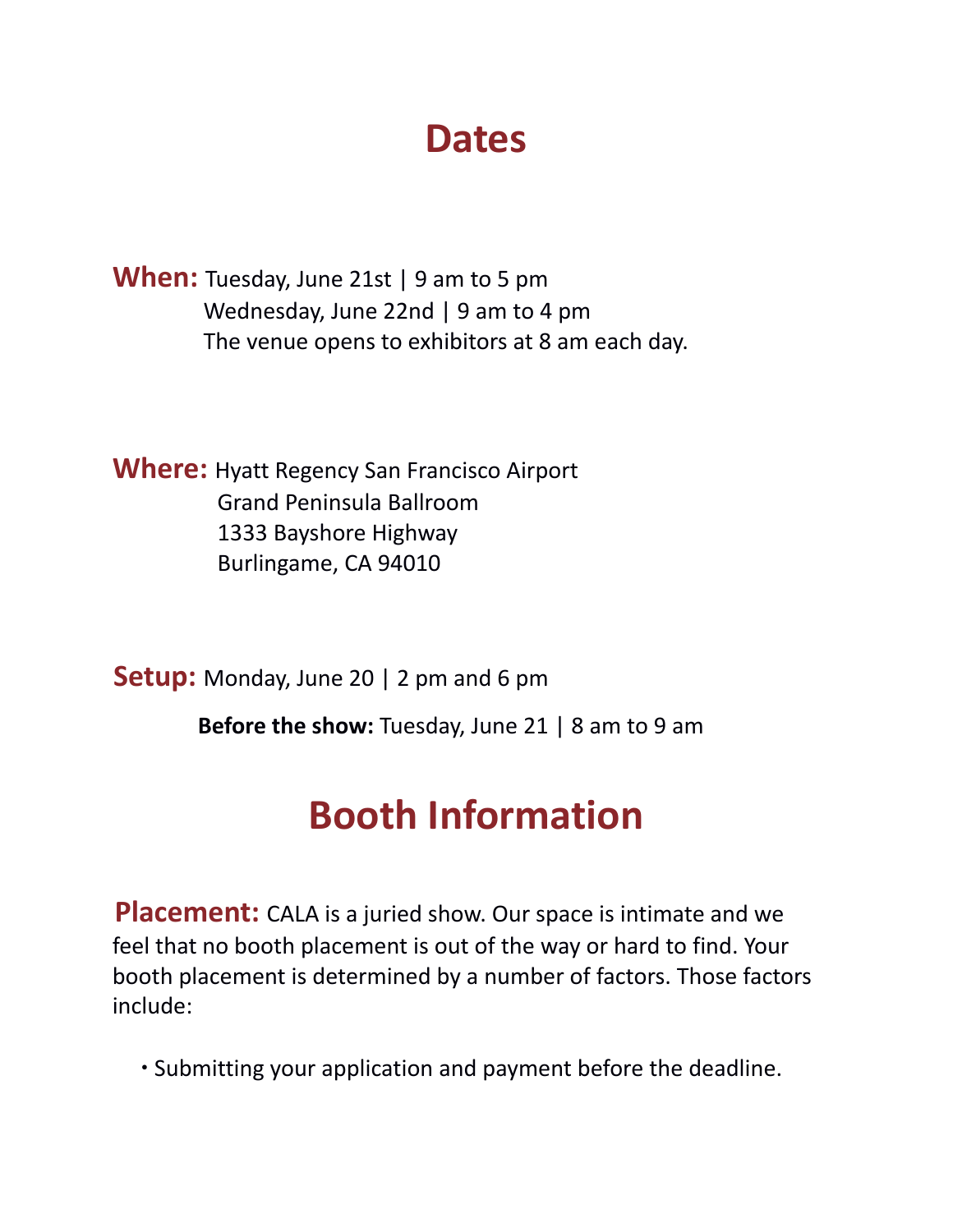# Dates

**When:** Tuesday, June 21st | 9 am to 5 pm
Wednesday, June 22nd | 9 am to 4 pm
The venue opens to exhibitors at 8 am each day.

**Where:** Hyatt Regency San Francisco Airport
Grand Peninsula Ballroom
1333 Bayshore Highway
Burlingame, CA 94010

**Setup:** Monday, June 20 | 2 pm and 6 pm

**Before the show:** Tuesday, June 21 | 8 am to 9 am

# Booth Information

**Placement:** CALA is a juried show. Our space is intimate and we feel that no booth placement is out of the way or hard to find. Your booth placement is determined by a number of factors. Those factors include:

- Submitting your application and payment before the deadline.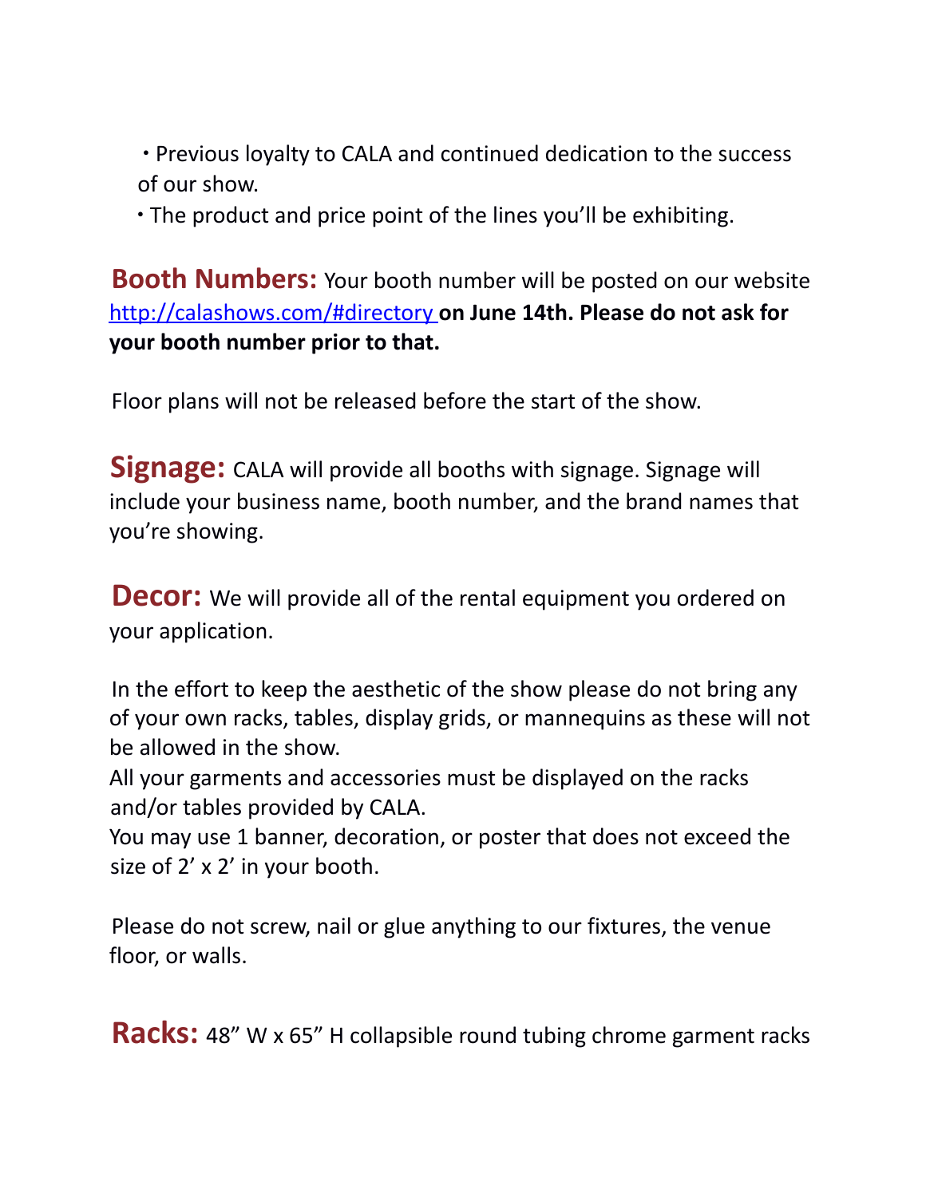- Previous loyalty to CALA and continued dedication to the success of our show.
- The product and price point of the lines you'll be exhibiting.

**Booth Numbers:** Your booth number will be posted on our website [http://calashows.com/#directory](http://calashows.com/#directory) **on June 14th. Please do not ask for your booth number prior to that.**

Floor plans will not be released before the start of the show.

**Signage:** CALA will provide all booths with signage. Signage will include your business name, booth number, and the brand names that you're showing.

**Decor:** We will provide all of the rental equipment you ordered on your application.

In the effort to keep the aesthetic of the show please do not bring any of your own racks, tables, display grids, or mannequins as these will not be allowed in the show.
All your garments and accessories must be displayed on the racks and/or tables provided by CALA.
You may use 1 banner, decoration, or poster that does not exceed the size of 2' x 2' in your booth.

Please do not screw, nail or glue anything to our fixtures, the venue floor, or walls.

**Racks:** 48" W x 65" H collapsible round tubing chrome garment racks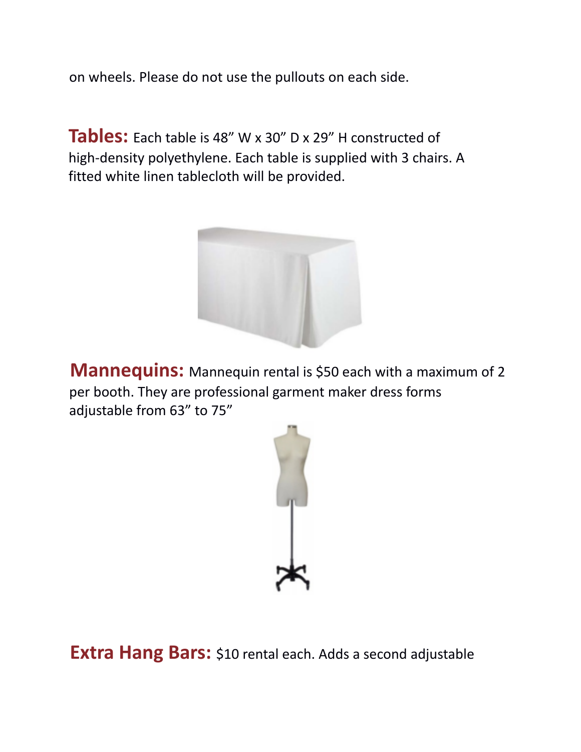on wheels. Please do not use the pullouts on each side.

**Tables:** Each table is 48” W x 30” D x 29” H constructed of high-density polyethylene. Each table is supplied with 3 chairs. A fitted white linen tablecloth will be provided.

**Mannequins:** Mannequin rental is $50 each with a maximum of 2 per booth. They are professional garment maker dress forms adjustable from 63” to 75”

**Extra Hang Bars:** $10 rental each. Adds a second adjustable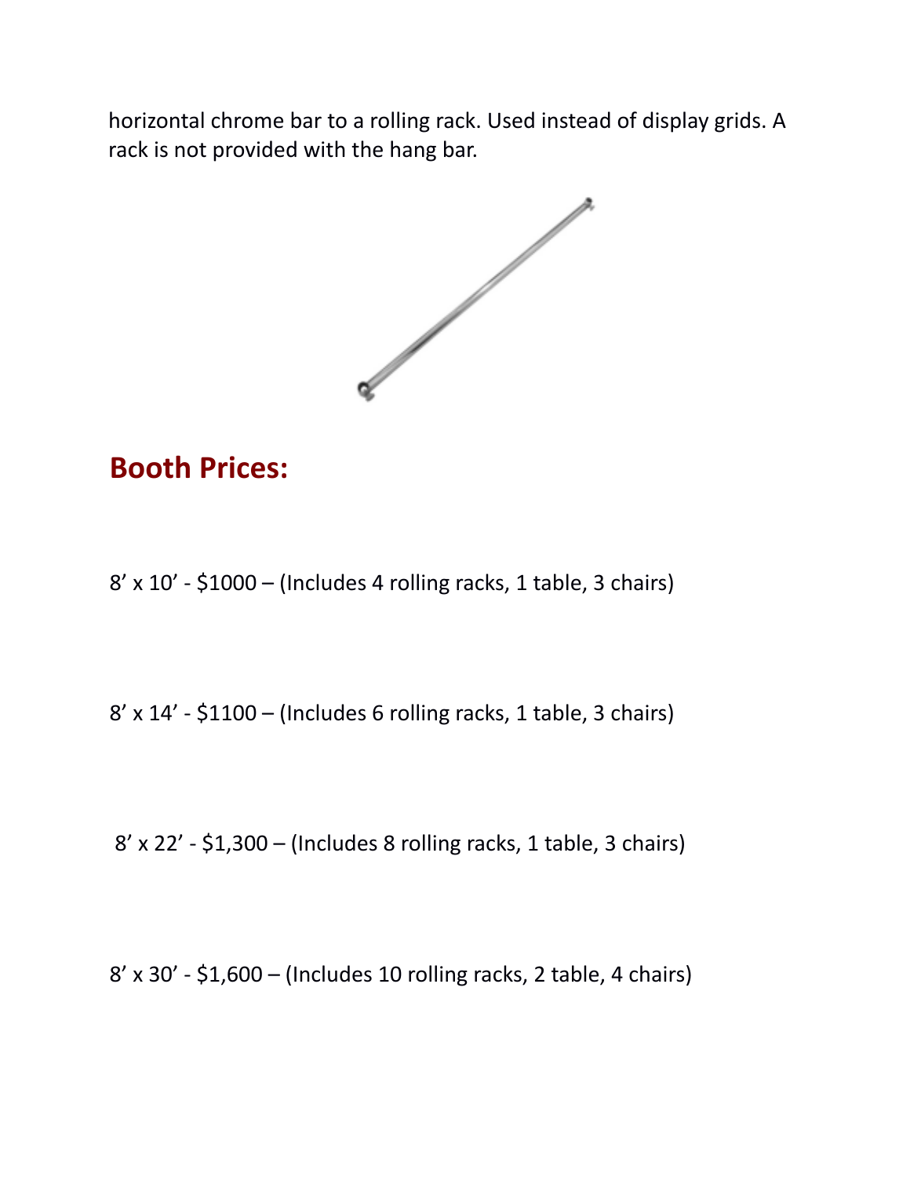horizontal chrome bar to a rolling rack. Used instead of display grids. A rack is not provided with the hang bar.

## Booth Prices:

8’ x 10’ - $1000 – (Includes 4 rolling racks, 1 table, 3 chairs)

8’ x 14’ - $1100 – (Includes 6 rolling racks, 1 table, 3 chairs)

8’ x 22’ - $1,300 – (Includes 8 rolling racks, 1 table, 3 chairs)

8’ x 30’ - $1,600 – (Includes 10 rolling racks, 2 table, 4 chairs)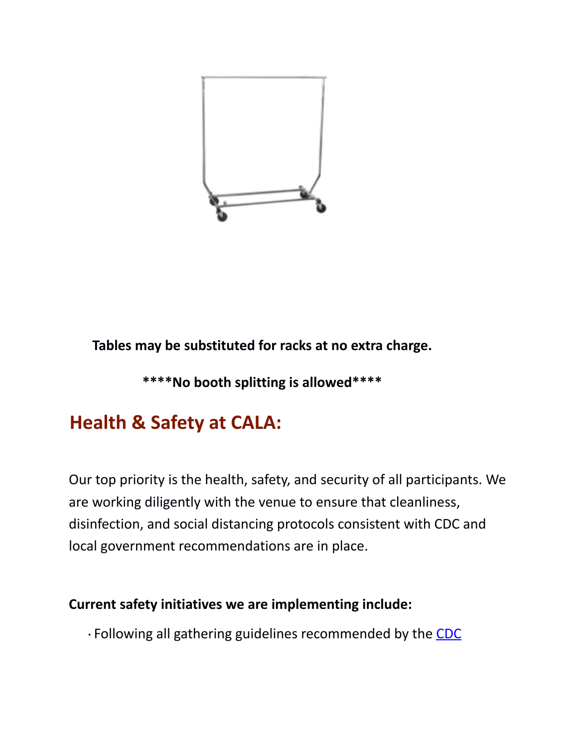**Tables may be substituted for racks at no extra charge.**

**\*\*\*\*No booth splitting is allowed\*\*\*\***

## Health & Safety at CALA:

Our top priority is the health, safety, and security of all participants. We are working diligently with the venue to ensure that cleanliness, disinfection, and social distancing protocols consistent with CDC and local government recommendations are in place.

**Current safety initiatives we are implementing include:**

- Following all gathering guidelines recommended by the CDC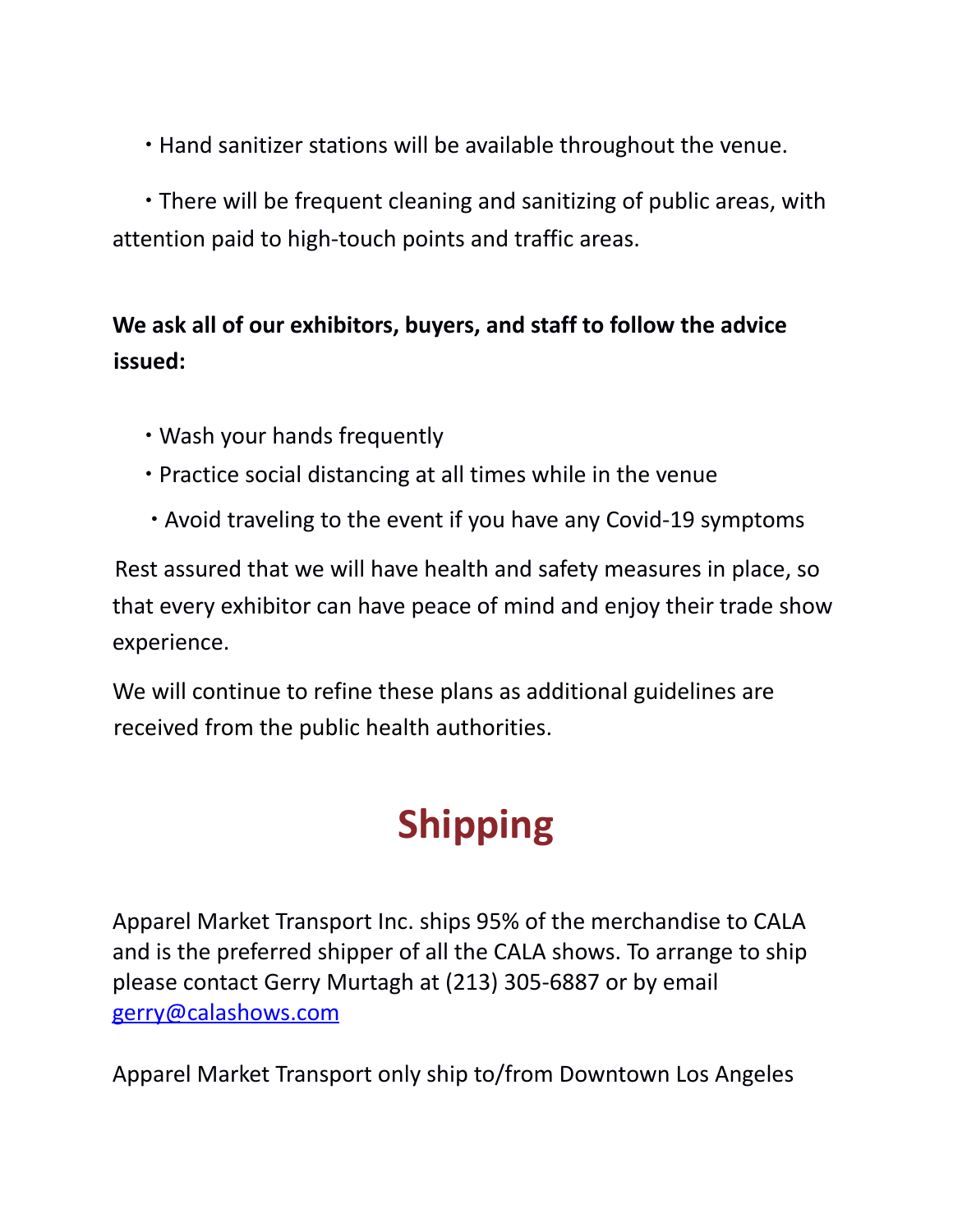- Hand sanitizer stations will be available throughout the venue.
- There will be frequent cleaning and sanitizing of public areas, with attention paid to high-touch points and traffic areas.

**We ask all of our exhibitors, buyers, and staff to follow the advice issued:**

- Wash your hands frequently
- Practice social distancing at all times while in the venue
- Avoid traveling to the event if you have any Covid-19 symptoms

Rest assured that we will have health and safety measures in place, so that every exhibitor can have peace of mind and enjoy their trade show experience.

We will continue to refine these plans as additional guidelines are received from the public health authorities.

# Shipping

Apparel Market Transport Inc. ships 95% of the merchandise to CALA and is the preferred shipper of all the CALA shows. To arrange to ship please contact Gerry Murtagh at (213) 305-6887 or by email [gerry@calashows.com](mailto:gerry@calashows.com)

Apparel Market Transport only ship to/from Downtown Los Angeles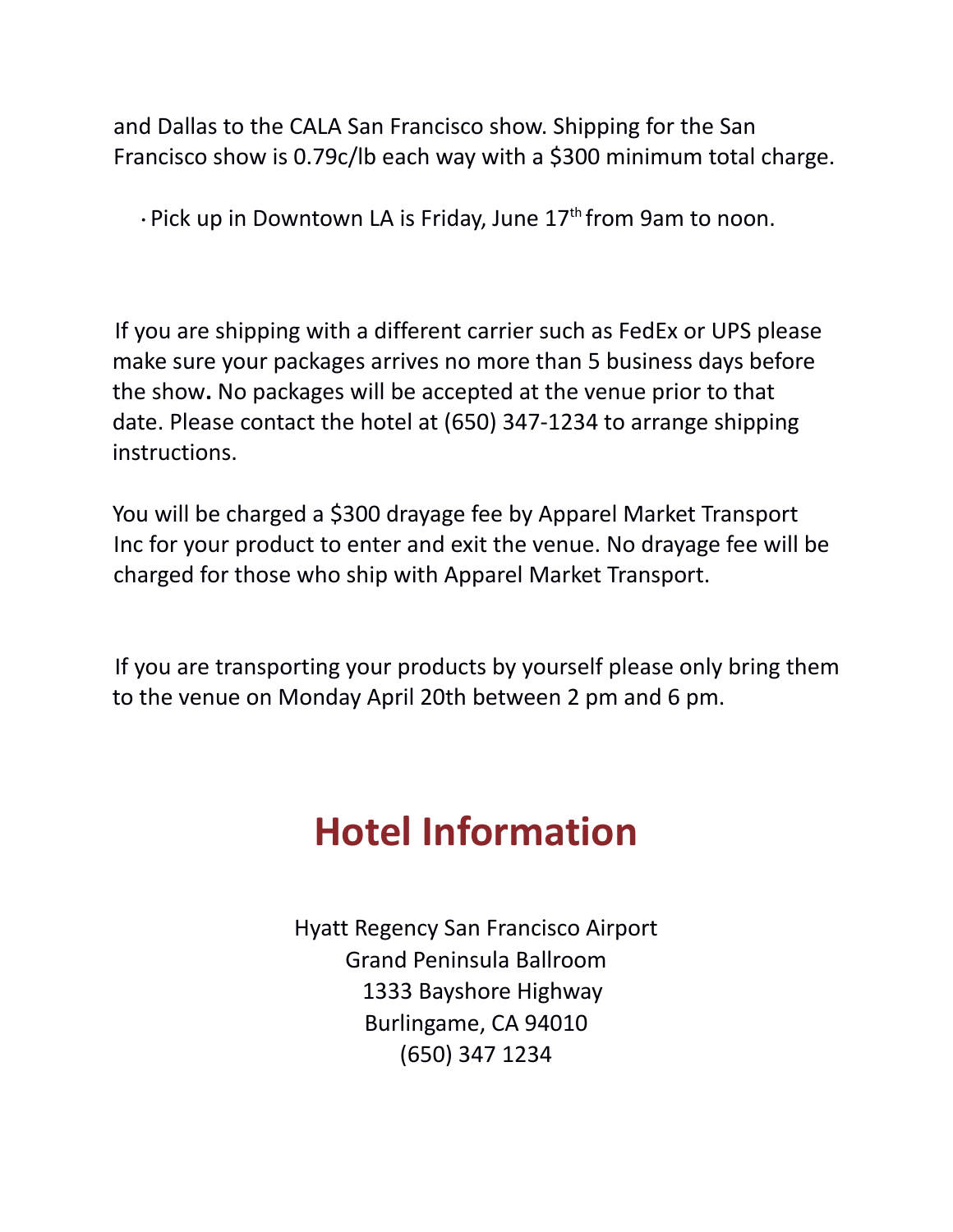and Dallas to the CALA San Francisco show. Shipping for the San Francisco show is 0.79c/lb each way with a $300 minimum total charge.

- Pick up in Downtown LA is Friday, June 17th from 9am to noon.

If you are shipping with a different carrier such as FedEx or UPS please make sure your packages arrives no more than 5 business days before the show**.** No packages will be accepted at the venue prior to that date. Please contact the hotel at (650) 347-1234 to arrange shipping instructions.

You will be charged a $300 drayage fee by Apparel Market Transport Inc for your product to enter and exit the venue. No drayage fee will be charged for those who ship with Apparel Market Transport.

If you are transporting your products by yourself please only bring them to the venue on Monday April 20th between 2 pm and 6 pm.

# Hotel Information

Hyatt Regency San Francisco Airport
Grand Peninsula Ballroom
1333 Bayshore Highway
Burlingame, CA 94010
(650) 347 1234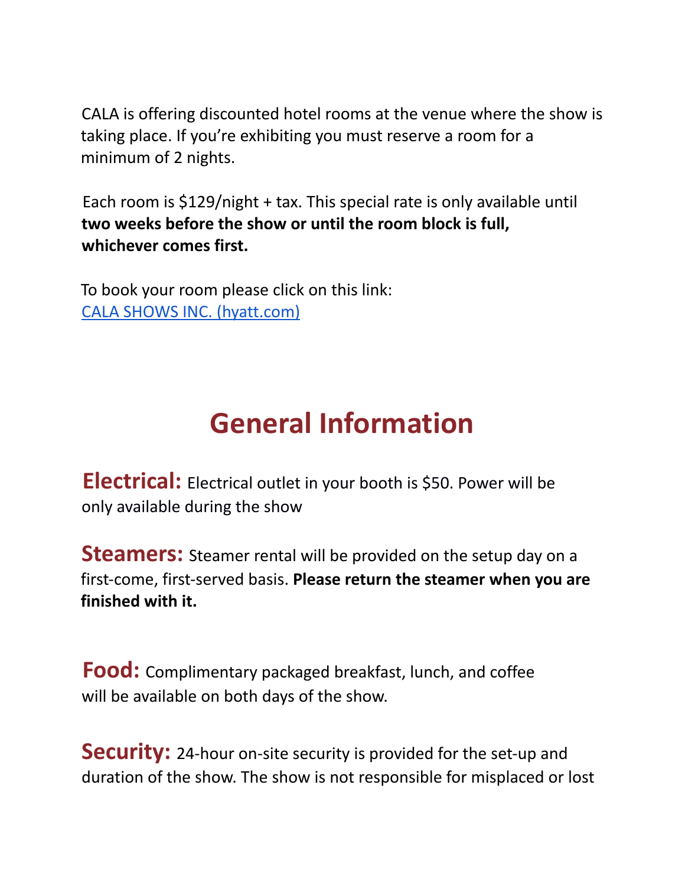CALA is offering discounted hotel rooms at the venue where the show is taking place. If you're exhibiting you must reserve a room for a minimum of 2 nights.

Each room is $129/night + tax. This special rate is only available until **two weeks before the show or until the room block is full, whichever comes first.**

To book your room please click on this link:
[CALA SHOWS INC. (hyatt.com)]()

# General Information

**Electrical:** Electrical outlet in your booth is $50. Power will be only available during the show

**Steamers:** Steamer rental will be provided on the setup day on a first-come, first-served basis. **Please return the steamer when you are finished with it.**

**Food:** Complimentary packaged breakfast, lunch, and coffee will be available on both days of the show.

**Security:** 24-hour on-site security is provided for the set-up and duration of the show. The show is not responsible for misplaced or lost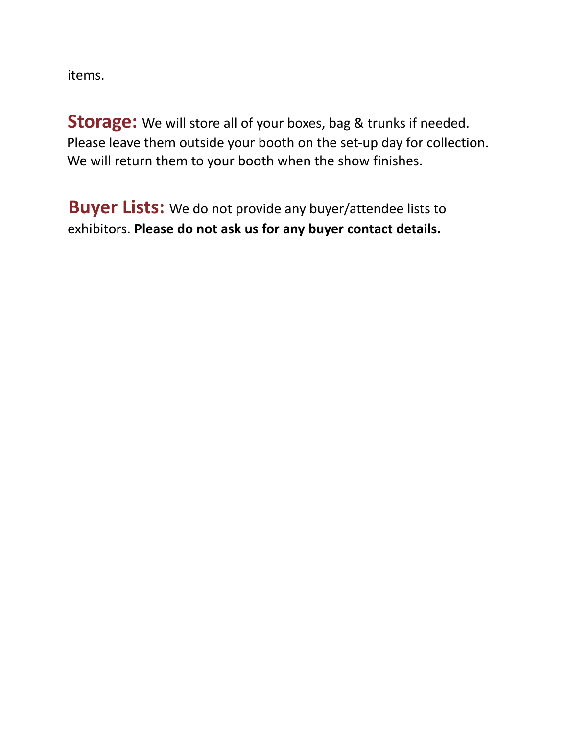items.

**Storage:** We will store all of your boxes, bag & trunks if needed. Please leave them outside your booth on the set-up day for collection. We will return them to your booth when the show finishes.

**Buyer Lists:** We do not provide any buyer/attendee lists to exhibitors. **Please do not ask us for any buyer contact details.**